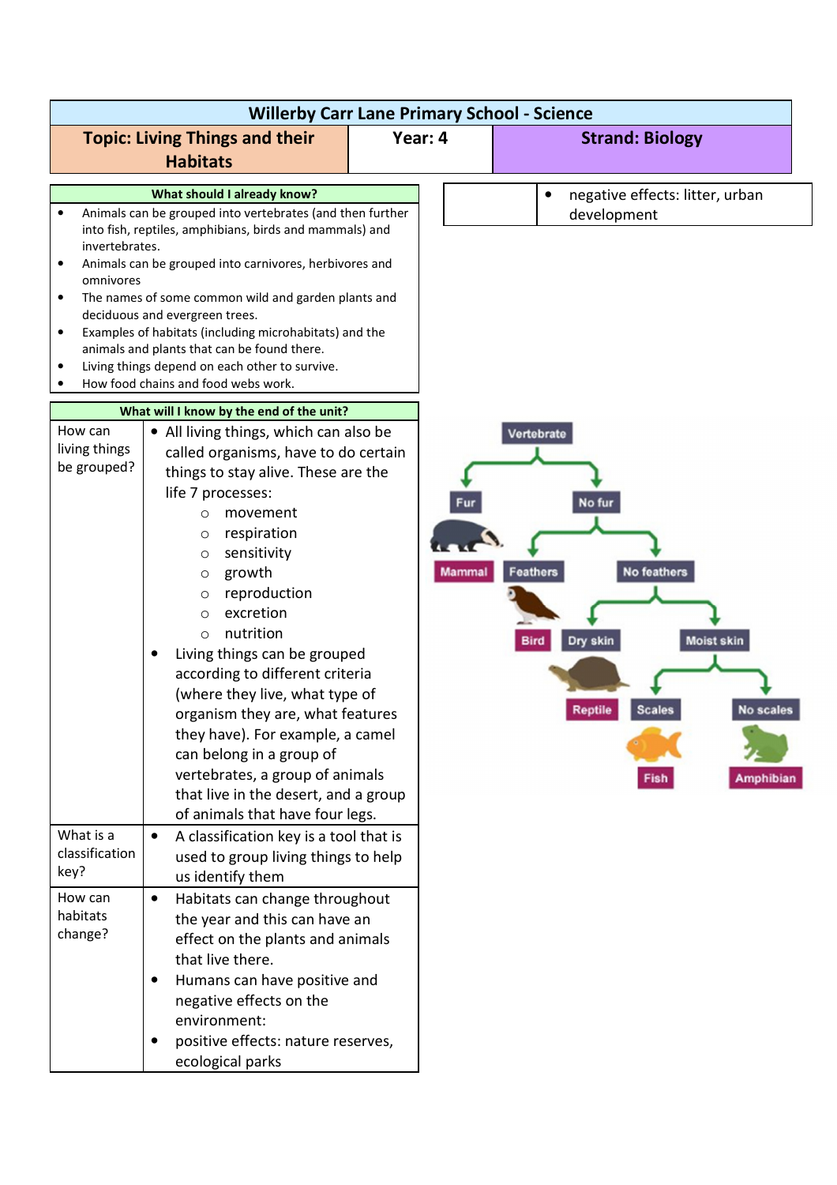| Willerby Carr Lane Primary School - Science | | |
|---|---|---|
| **Topic: Living Things and their Habitats** | **Year: 4** | **Strand: Biology** |

**What should I already know?**

- Animals can be grouped into vertebrates (and then further into fish, reptiles, amphibians, birds and mammals) and invertebrates.
- Animals can be grouped into carnivores, herbivores and omnivores
- The names of some common wild and garden plants and deciduous and evergreen trees.
- Examples of habitats (including microhabitats) and the animals and plants that can be found there.
- Living things depend on each other to survive.
- How food chains and food webs work.

**What will I know by the end of the unit?**

| | |
|---|---|
| How can living things be grouped? | • All living things, which can also be called organisms, have to do certain things to stay alive. These are the life 7 processes:<br>○ movement<br>○ respiration<br>○ sensitivity<br>○ growth<br>○ reproduction<br>○ excretion<br>○ nutrition<br>• Living things can be grouped according to different criteria (where they live, what type of organism they are, what features they have). For example, a camel can belong in a group of vertebrates, a group of animals that live in the desert, and a group of animals that have four legs. |
| What is a classification key? | • A classification key is a tool that is used to group living things to help us identify them |
| How can habitats change? | • Habitats can change throughout the year and this can have an effect on the plants and animals that live there.<br>• Humans can have positive and negative effects on the environment:<br>• positive effects: nature reserves, ecological parks<br>• negative effects: litter, urban development |

Vertebrate
Fur
No fur
Mammal
Feathers
No feathers
Bird
Dry skin
Moist skin
Reptile
Scales
No scales
Fish
Amphibian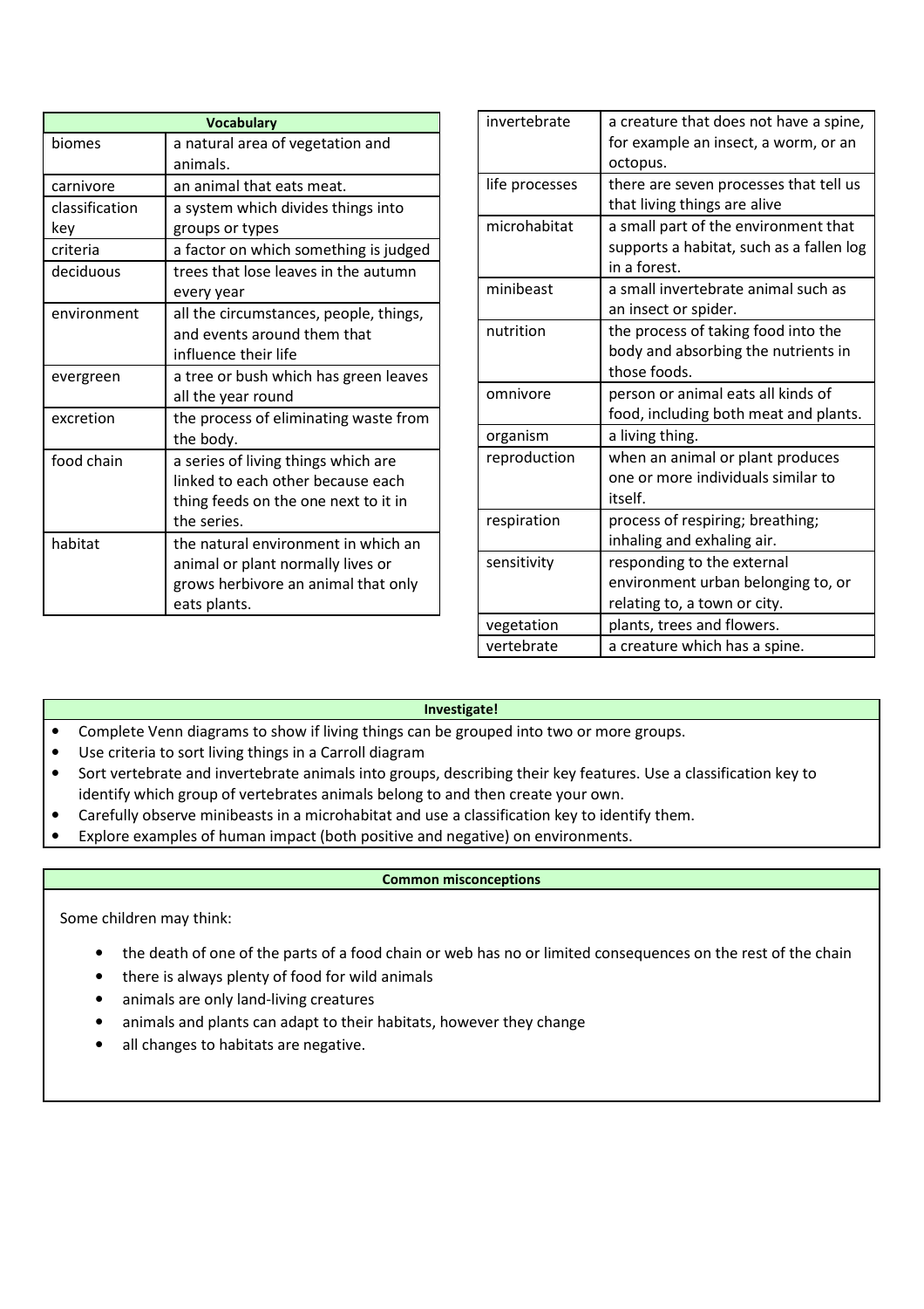| Vocabulary | |
|---|---|
| biomes | a natural area of vegetation and animals. |
| carnivore | an animal that eats meat. |
| classification key | a system which divides things into groups or types |
| criteria | a factor on which something is judged |
| deciduous | trees that lose leaves in the autumn every year |
| environment | all the circumstances, people, things, and events around them that influence their life |
| evergreen | a tree or bush which has green leaves all the year round |
| excretion | the process of eliminating waste from the body. |
| food chain | a series of living things which are linked to each other because each thing feeds on the one next to it in the series. |
| habitat | the natural environment in which an animal or plant normally lives or grows herbivore an animal that only eats plants. |
| invertebrate | a creature that does not have a spine, for example an insect, a worm, or an octopus. |
| life processes | there are seven processes that tell us that living things are alive |
| microhabitat | a small part of the environment that supports a habitat, such as a fallen log in a forest. |
| minibeast | a small invertebrate animal such as an insect or spider. |
| nutrition | the process of taking food into the body and absorbing the nutrients in those foods. |
| omnivore | person or animal eats all kinds of food, including both meat and plants. |
| organism | a living thing. |
| reproduction | when an animal or plant produces one or more individuals similar to itself. |
| respiration | process of respiring; breathing; inhaling and exhaling air. |
| sensitivity | responding to the external environment urban belonging to, or relating to, a town or city. |
| vegetation | plants, trees and flowers. |
| vertebrate | a creature which has a spine. |

**Investigate!**

- Complete Venn diagrams to show if living things can be grouped into two or more groups.
- Use criteria to sort living things in a Carroll diagram
- Sort vertebrate and invertebrate animals into groups, describing their key features. Use a classification key to identify which group of vertebrates animals belong to and then create your own.
- Carefully observe minibeasts in a microhabitat and use a classification key to identify them.
- Explore examples of human impact (both positive and negative) on environments.

**Common misconceptions**

Some children may think:

- the death of one of the parts of a food chain or web has no or limited consequences on the rest of the chain
- there is always plenty of food for wild animals
- animals are only land-living creatures
- animals and plants can adapt to their habitats, however they change
- all changes to habitats are negative.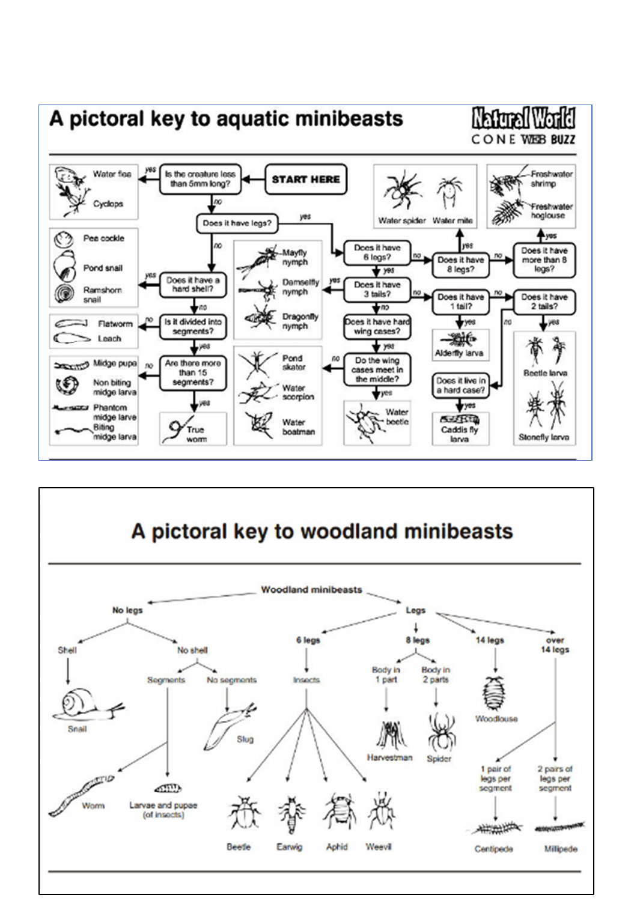# A pictoral key to aquatic minibeasts

Natural World

CONE WEB BUZZ

START HERE

Is the creature less than 5mm long?

yes

Water flea

Cyclops

no

Does it have legs?

no

Does it have a hard shell?

yes

Pea cockle

Pond snail

Ramshorn snail

no

Is it divided into segments?

no

Flatworm

Leech

yes

Are there more than 15 segments?

no

Midge pupa

Non biting midge larva

Phantom midge larva

Biting midge larva

yes

True worm

yes

Does it have 6 legs?

yes

Does it have 3 tails?

yes

Mayfly nymph

Damselfly nymph

Dragonfly nymph

no

Does it have hard wing cases?

yes

Do the wing cases meet in the middle?

no

Pond skater

Water scorpion

Water boatman

yes

Water beetle

no

Does it have 8 legs?

yes

Water spider

Water mite

no

Does it have more than 8 legs?

yes

Freshwater shrimp

Freshwater hoglouse

no

Does it have 1 tail?

yes

Alderfly larva

no

Does it have 2 tails?

yes

Beetle larva

Stonefly larva

no

Does it live in a hard case?

yes

Caddis fly larva

# A pictoral key to woodland minibeasts

Woodland minibeasts

No legs

Shell

Snail

No shell

Segments

Worm

Larvae and pupae (of insects)

No segments

Slug

Legs

6 legs

Insects

Beetle

Earwig

Aphid

Weevil

8 legs

Body in 1 part

Harvestman

Body in 2 parts

Spider

14 legs

Woodlouse

over 14 legs

1 pair of legs per segment

Centipede

2 pairs of legs per segment

Millipede